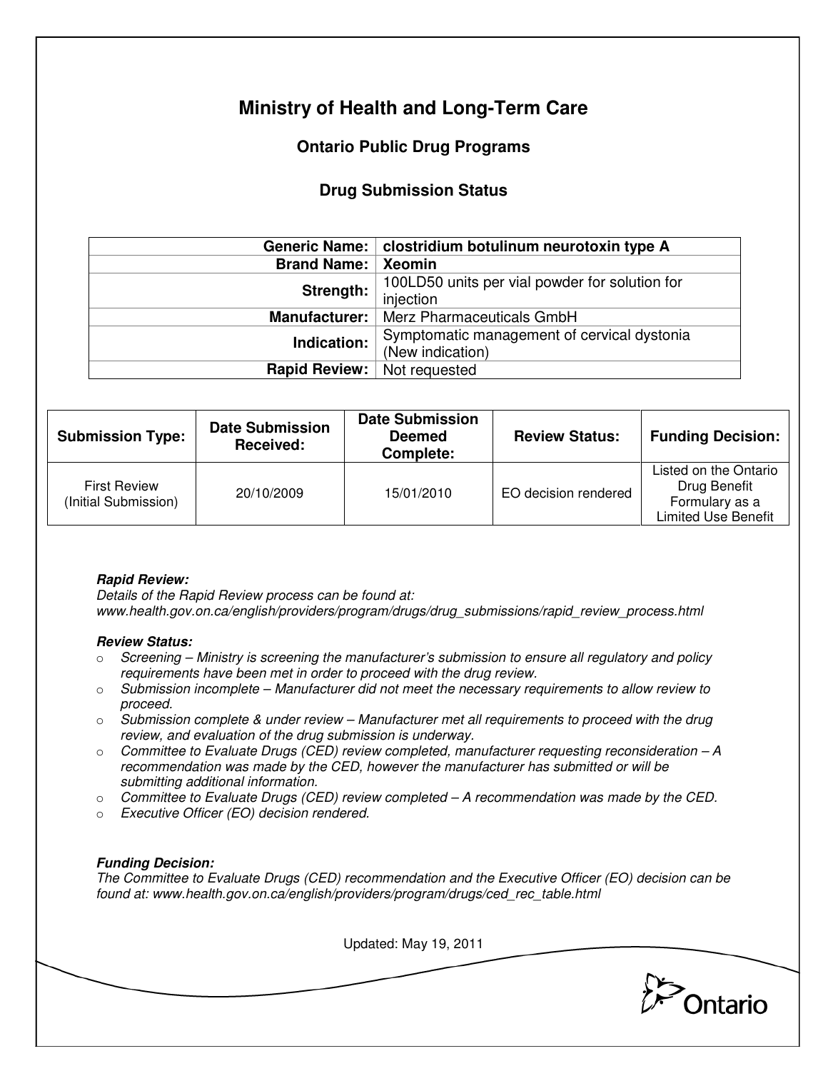# Ministry of Health and Long-Term Care

## Ontario Public Drug Programs

### Drug Submission Status

| | |
|---:|---|
| **Generic Name:** | **clostridium botulinum neurotoxin type A** |
| **Brand Name:** | **Xeomin** |
| **Strength:** | 100LD50 units per vial powder for solution for injection |
| **Manufacturer:** | Merz Pharmaceuticals GmbH |
| **Indication:** | Symptomatic management of cervical dystonia (New indication) |
| **Rapid Review:** | Not requested |

| Submission Type: | Date Submission Received: | Date Submission Deemed Complete: | Review Status: | Funding Decision: |
|---|---|---|---|---|
| First Review (Initial Submission) | 20/10/2009 | 15/01/2010 | EO decision rendered | Listed on the Ontario Drug Benefit Formulary as a Limited Use Benefit |

***Rapid Review:***
*Details of the Rapid Review process can be found at:*
*www.health.gov.on.ca/english/providers/program/drugs/drug_submissions/rapid_review_process.html*

***Review Status:***

- *Screening – Ministry is screening the manufacturer's submission to ensure all regulatory and policy requirements have been met in order to proceed with the drug review.*
- *Submission incomplete – Manufacturer did not meet the necessary requirements to allow review to proceed.*
- *Submission complete & under review – Manufacturer met all requirements to proceed with the drug review, and evaluation of the drug submission is underway.*
- *Committee to Evaluate Drugs (CED) review completed, manufacturer requesting reconsideration – A recommendation was made by the CED, however the manufacturer has submitted or will be submitting additional information.*
- *Committee to Evaluate Drugs (CED) review completed – A recommendation was made by the CED.*
- *Executive Officer (EO) decision rendered.*

***Funding Decision:***
*The Committee to Evaluate Drugs (CED) recommendation and the Executive Officer (EO) decision can be found at: www.health.gov.on.ca/english/providers/program/drugs/ced_rec_table.html*

Updated: May 19, 2011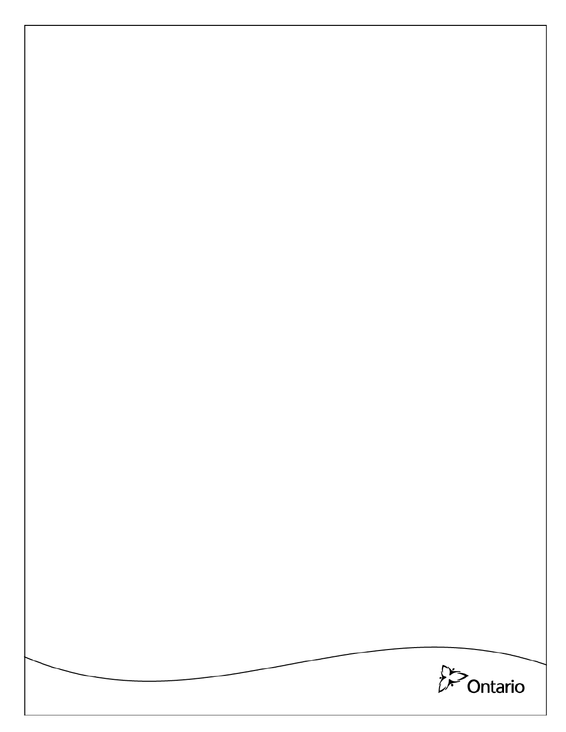Ontario